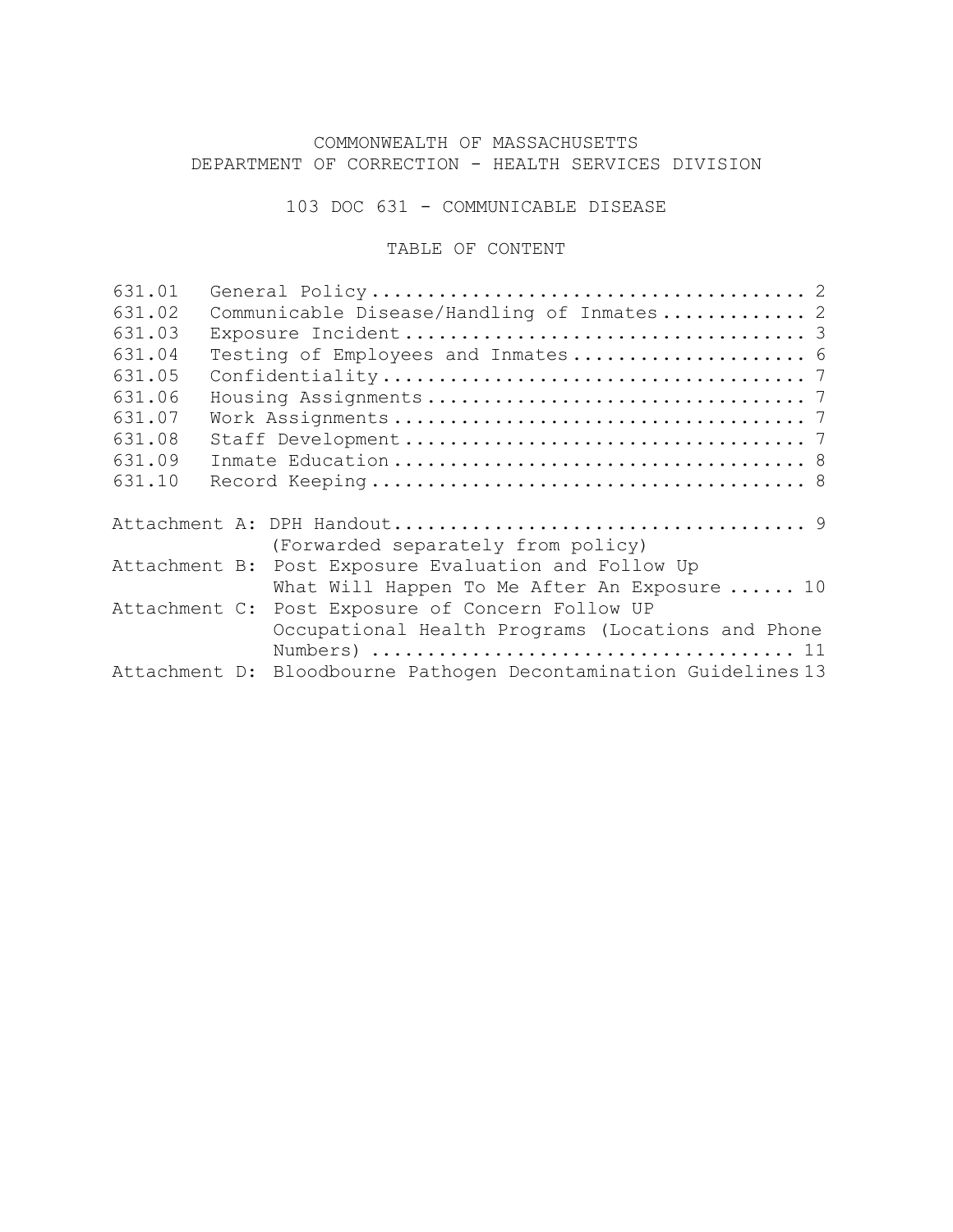# COMMONWEALTH OF MASSACHUSETTS
# DEPARTMENT OF CORRECTION - HEALTH SERVICES DIVISION

## 103 DOC 631 - COMMUNICABLE DISEASE

### TABLE OF CONTENT

| | | |
|---|---|---|
| 631.01 | General Policy | 2 |
| 631.02 | Communicable Disease/Handling of Inmates | 2 |
| 631.03 | Exposure Incident | 3 |
| 631.04 | Testing of Employees and Inmates | 6 |
| 631.05 | Confidentiality | 7 |
| 631.06 | Housing Assignments | 7 |
| 631.07 | Work Assignments | 7 |
| 631.08 | Staff Development | 7 |
| 631.09 | Inmate Education | 8 |
| 631.10 | Record Keeping | 8 |

| | | |
|---|---|---|
| Attachment A: | DPH Handout (Forwarded separately from policy) | 9 |
| Attachment B: | Post Exposure Evaluation and Follow Up What Will Happen To Me After An Exposure | 10 |
| Attachment C: | Post Exposure of Concern Follow UP Occupational Health Programs (Locations and Phone Numbers) | 11 |
| Attachment D: | Bloodbourne Pathogen Decontamination Guidelines | 13 |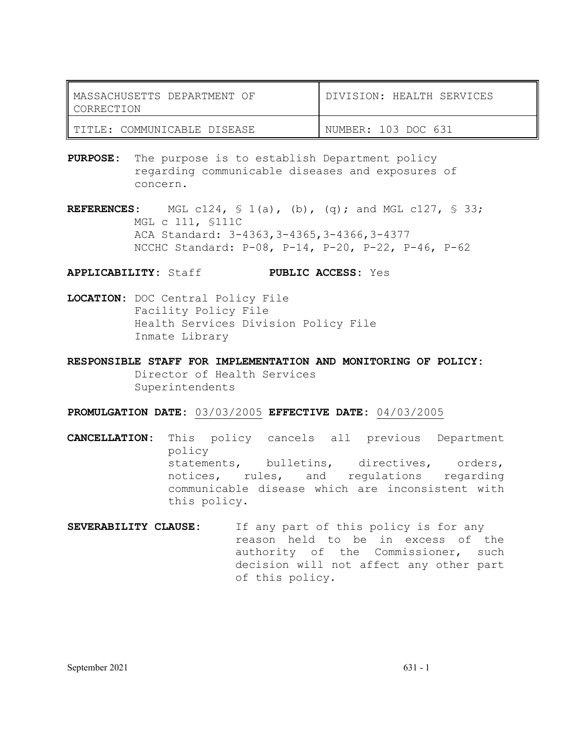| MASSACHUSETTS DEPARTMENT OF CORRECTION | DIVISION: HEALTH SERVICES |
| --- | --- |
| TITLE: COMMUNICABLE DISEASE | NUMBER: 103 DOC 631 |

**PURPOSE:** The purpose is to establish Department policy regarding communicable diseases and exposures of concern.

**REFERENCES:** MGL c124, § 1(a), (b), (q); and MGL c127, § 33; MGL c 111, §111C
ACA Standard: 3-4363,3-4365,3-4366,3-4377
NCCHC Standard: P-08, P-14, P-20, P-22, P-46, P-62

**APPLICABILITY**: Staff **PUBLIC ACCESS**: Yes

**LOCATION**: DOC Central Policy File
Facility Policy File
Health Services Division Policy File
Inmate Library

**RESPONSIBLE STAFF FOR IMPLEMENTATION AND MONITORING OF POLICY**:
Director of Health Services
Superintendents

**PROMULGATION DATE**: 03/03/2005 **EFFECTIVE DATE**: 04/03/2005

**CANCELLATION**: This policy cancels all previous Department policy statements, bulletins, directives, orders, notices, rules, and regulations regarding communicable disease which are inconsistent with this policy.

**SEVERABILITY CLAUSE**: If any part of this policy is for any reason held to be in excess of the authority of the Commissioner, such decision will not affect any other part of this policy.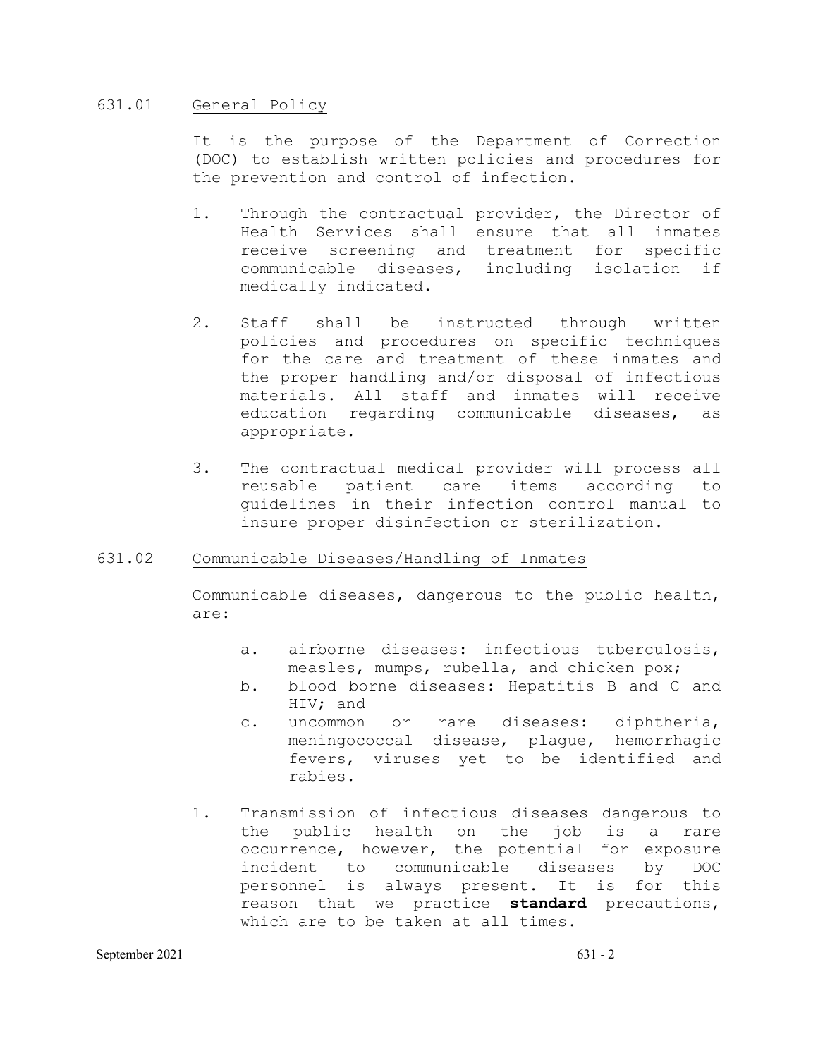## 631.01 General Policy

It is the purpose of the Department of Correction (DOC) to establish written policies and procedures for the prevention and control of infection.

1. Through the contractual provider, the Director of Health Services shall ensure that all inmates receive screening and treatment for specific communicable diseases, including isolation if medically indicated.

2. Staff shall be instructed through written policies and procedures on specific techniques for the care and treatment of these inmates and the proper handling and/or disposal of infectious materials. All staff and inmates will receive education regarding communicable diseases, as appropriate.

3. The contractual medical provider will process all reusable patient care items according to guidelines in their infection control manual to insure proper disinfection or sterilization.

## 631.02 Communicable Diseases/Handling of Inmates

Communicable diseases, dangerous to the public health, are:

a. airborne diseases: infectious tuberculosis, measles, mumps, rubella, and chicken pox;
b. blood borne diseases: Hepatitis B and C and HIV; and
c. uncommon or rare diseases: diphtheria, meningococcal disease, plague, hemorrhagic fevers, viruses yet to be identified and rabies.

1. Transmission of infectious diseases dangerous to the public health on the job is a rare occurrence, however, the potential for exposure incident to communicable diseases by DOC personnel is always present. It is for this reason that we practice **standard** precautions, which are to be taken at all times.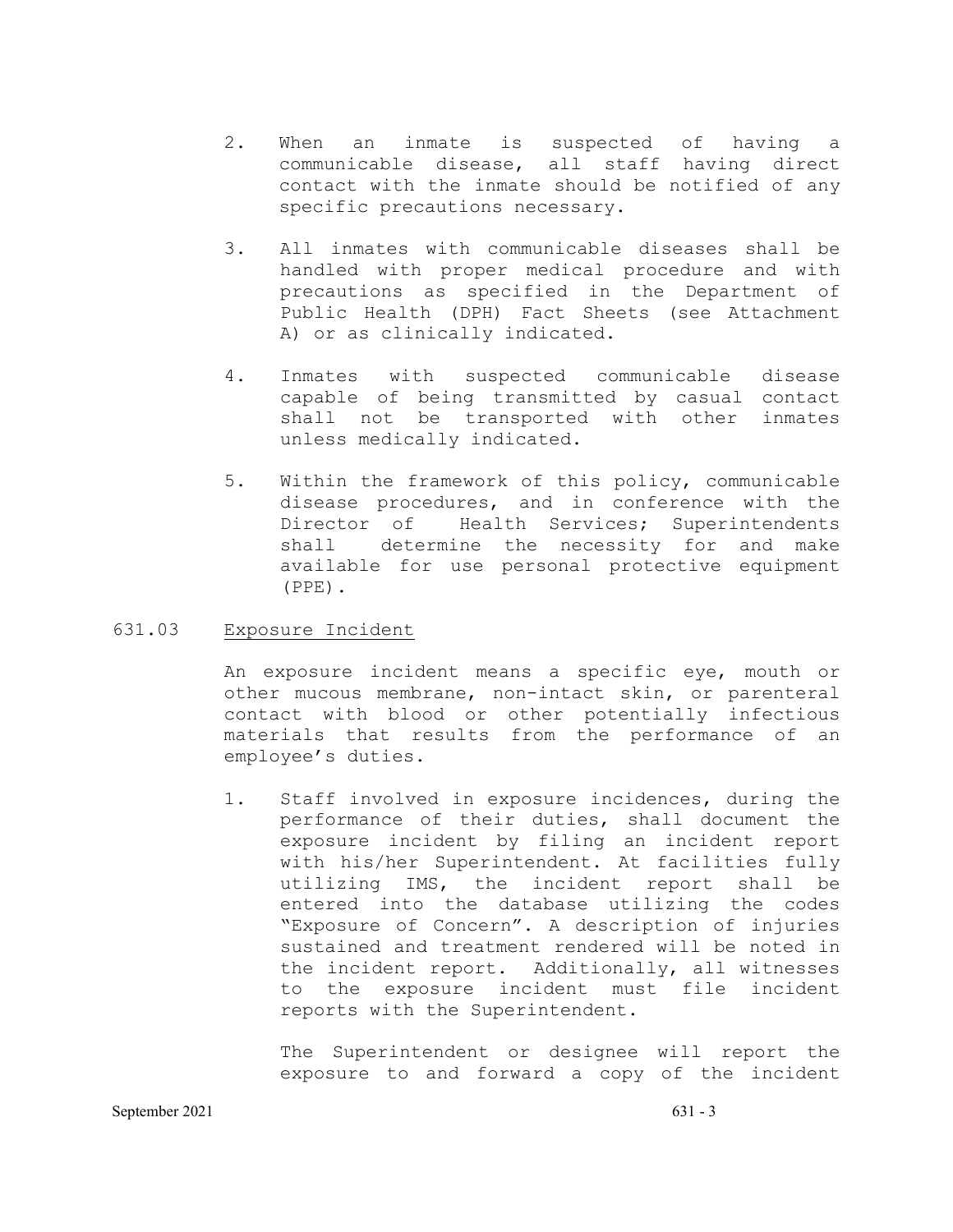2. When an inmate is suspected of having a communicable disease, all staff having direct contact with the inmate should be notified of any specific precautions necessary.

3. All inmates with communicable diseases shall be handled with proper medical procedure and with precautions as specified in the Department of Public Health (DPH) Fact Sheets (see Attachment A) or as clinically indicated.

4. Inmates with suspected communicable disease capable of being transmitted by casual contact shall not be transported with other inmates unless medically indicated.

5. Within the framework of this policy, communicable disease procedures, and in conference with the Director of Health Services; Superintendents shall determine the necessity for and make available for use personal protective equipment (PPE).

631.03 Exposure Incident

An exposure incident means a specific eye, mouth or other mucous membrane, non-intact skin, or parenteral contact with blood or other potentially infectious materials that results from the performance of an employee's duties.

1. Staff involved in exposure incidences, during the performance of their duties, shall document the exposure incident by filing an incident report with his/her Superintendent. At facilities fully utilizing IMS, the incident report shall be entered into the database utilizing the codes "Exposure of Concern". A description of injuries sustained and treatment rendered will be noted in the incident report. Additionally, all witnesses to the exposure incident must file incident reports with the Superintendent.

   The Superintendent or designee will report the exposure to and forward a copy of the incident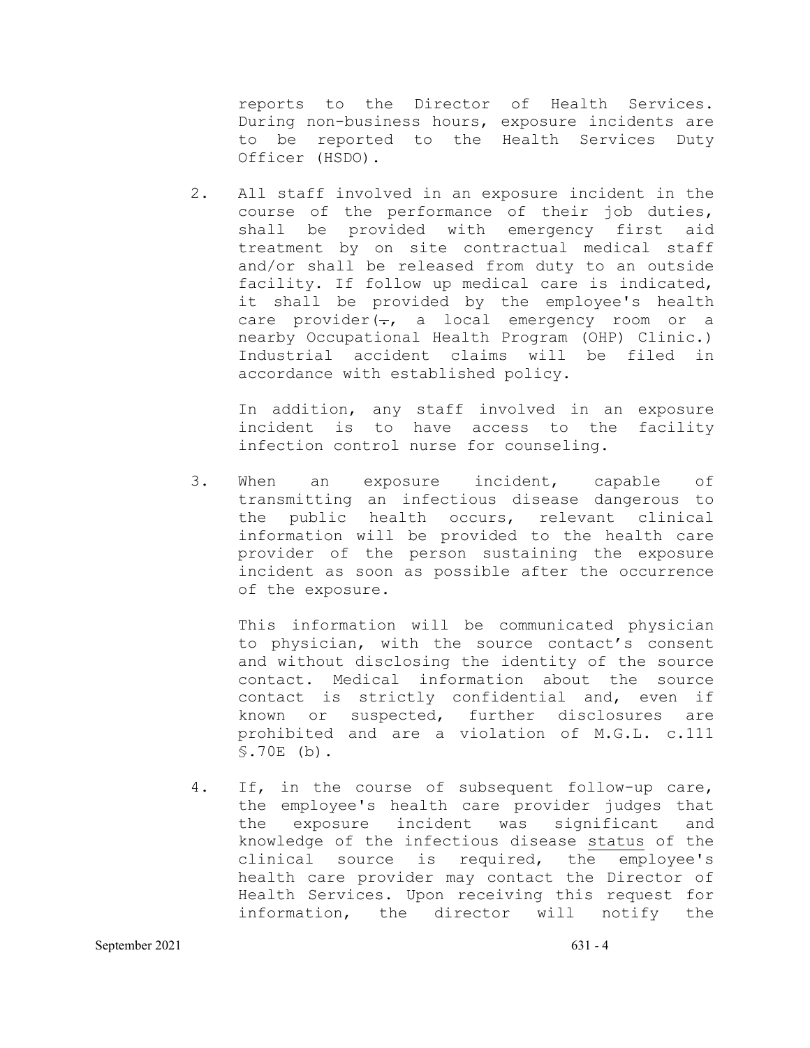reports to the Director of Health Services. During non-business hours, exposure incidents are to be reported to the Health Services Duty Officer (HSDO).

2. All staff involved in an exposure incident in the course of the performance of their job duties, shall be provided with emergency first aid treatment by on site contractual medical staff and/or shall be released from duty to an outside facility. If follow up medical care is indicated, it shall be provided by the employee's health care provider(~~.~~, a local emergency room or a nearby Occupational Health Program (OHP) Clinic.) Industrial accident claims will be filed in accordance with established policy.

   In addition, any staff involved in an exposure incident is to have access to the facility infection control nurse for counseling.

3. When an exposure incident, capable of transmitting an infectious disease dangerous to the public health occurs, relevant clinical information will be provided to the health care provider of the person sustaining the exposure incident as soon as possible after the occurrence of the exposure.

   This information will be communicated physician to physician, with the source contact's consent and without disclosing the identity of the source contact. Medical information about the source contact is strictly confidential and, even if known or suspected, further disclosures are prohibited and are a violation of M.G.L. c.111 §.70E (b).

4. If, in the course of subsequent follow-up care, the employee's health care provider judges that the exposure incident was significant and knowledge of the infectious disease <u>status</u> of the clinical source is required, the employee's health care provider may contact the Director of Health Services. Upon receiving this request for information, the director will notify the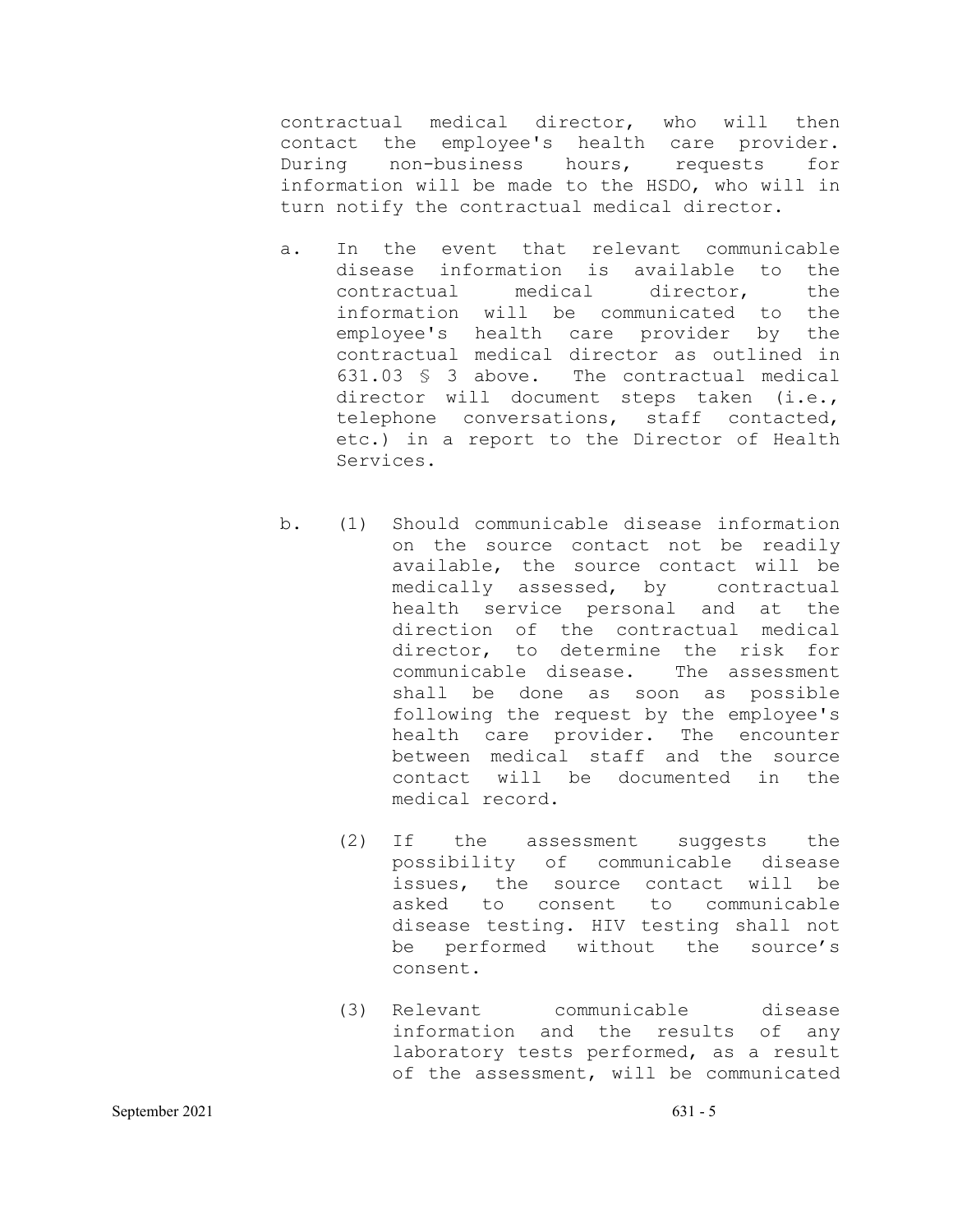contractual medical director, who will then contact the employee's health care provider. During non-business hours, requests for information will be made to the HSDO, who will in turn notify the contractual medical director.

a. In the event that relevant communicable disease information is available to the contractual medical director, the information will be communicated to the employee's health care provider by the contractual medical director as outlined in 631.03 § 3 above. The contractual medical director will document steps taken (i.e., telephone conversations, staff contacted, etc.) in a report to the Director of Health Services.

b. (1) Should communicable disease information on the source contact not be readily available, the source contact will be medically assessed, by contractual health service personal and at the direction of the contractual medical director, to determine the risk for communicable disease. The assessment shall be done as soon as possible following the request by the employee's health care provider. The encounter between medical staff and the source contact will be documented in the medical record.

(2) If the assessment suggests the possibility of communicable disease issues, the source contact will be asked to consent to communicable disease testing. HIV testing shall not be performed without the source's consent.

(3) Relevant communicable disease information and the results of any laboratory tests performed, as a result of the assessment, will be communicated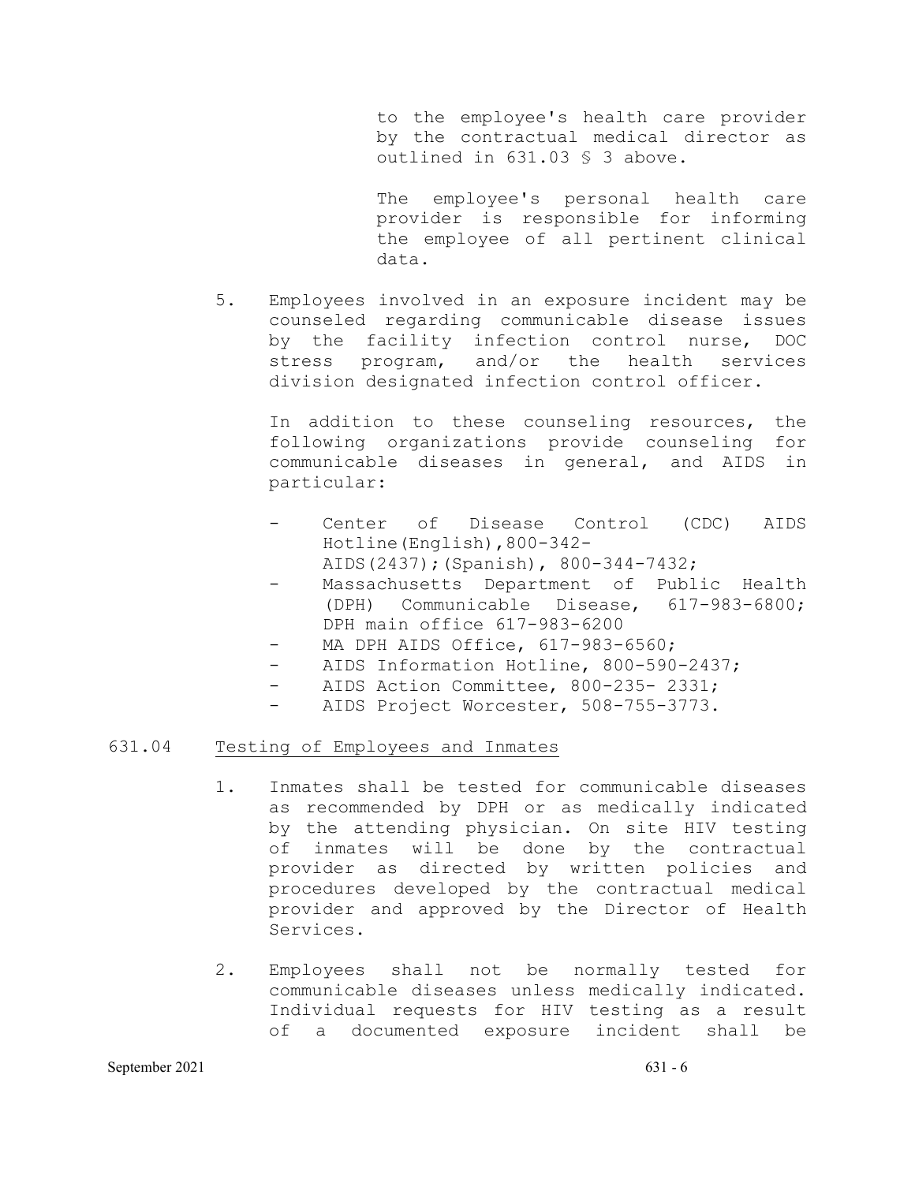to the employee's health care provider by the contractual medical director as outlined in 631.03 § 3 above.

The employee's personal health care provider is responsible for informing the employee of all pertinent clinical data.

5. Employees involved in an exposure incident may be counseled regarding communicable disease issues by the facility infection control nurse, DOC stress program, and/or the health services division designated infection control officer.

   In addition to these counseling resources, the following organizations provide counseling for communicable diseases in general, and AIDS in particular:

   - Center of Disease Control (CDC) AIDS Hotline(English),800-342-AIDS(2437);(Spanish), 800-344-7432;
   - Massachusetts Department of Public Health (DPH) Communicable Disease, 617-983-6800; DPH main office 617-983-6200
   - MA DPH AIDS Office, 617-983-6560;
   - AIDS Information Hotline, 800-590-2437;
   - AIDS Action Committee, 800-235- 2331;
   - AIDS Project Worcester, 508-755-3773.

## 631.04 Testing of Employees and Inmates

1. Inmates shall be tested for communicable diseases as recommended by DPH or as medically indicated by the attending physician. On site HIV testing of inmates will be done by the contractual provider as directed by written policies and procedures developed by the contractual medical provider and approved by the Director of Health Services.

2. Employees shall not be normally tested for communicable diseases unless medically indicated. Individual requests for HIV testing as a result of a documented exposure incident shall be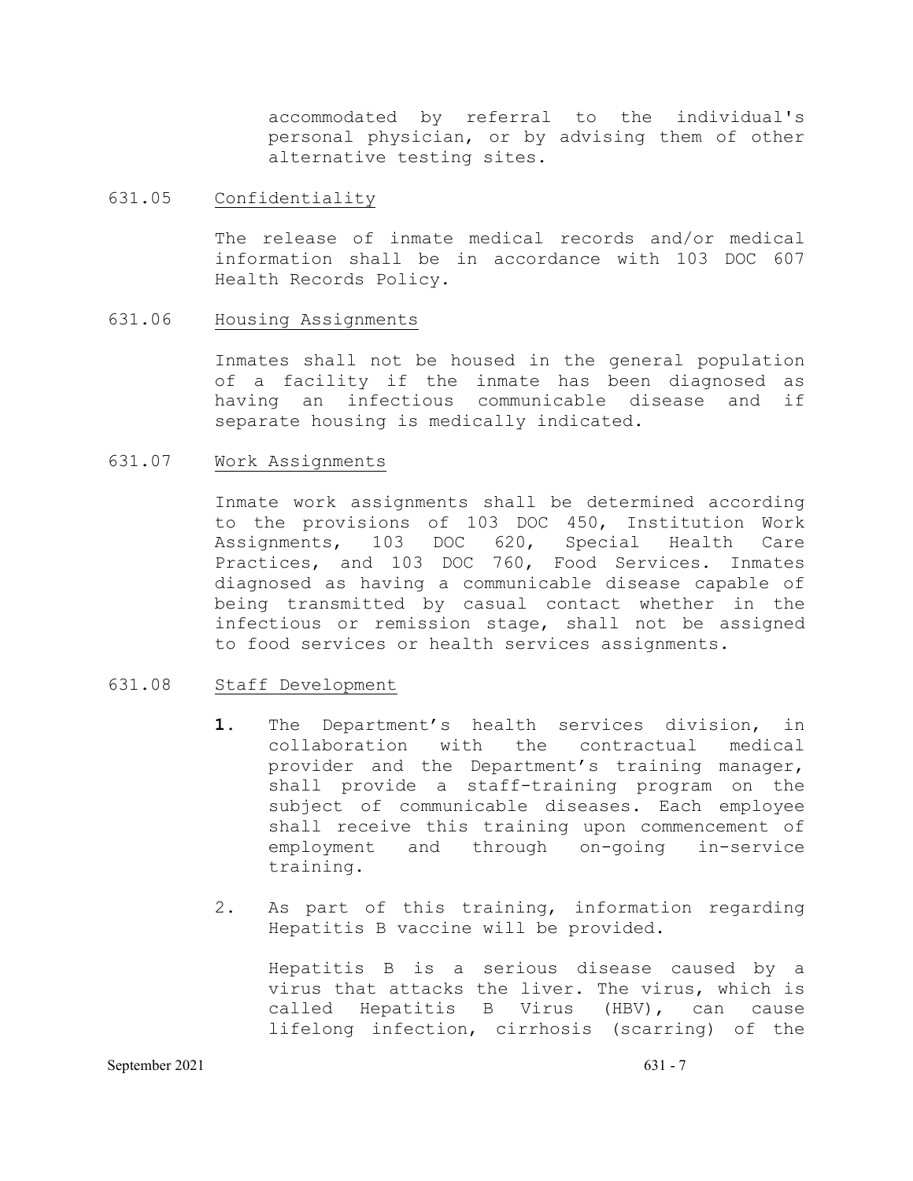accommodated by referral to the individual's personal physician, or by advising them of other alternative testing sites.

## 631.05 Confidentiality

The release of inmate medical records and/or medical information shall be in accordance with 103 DOC 607 Health Records Policy.

## 631.06 Housing Assignments

Inmates shall not be housed in the general population of a facility if the inmate has been diagnosed as having an infectious communicable disease and if separate housing is medically indicated.

## 631.07 Work Assignments

Inmate work assignments shall be determined according to the provisions of 103 DOC 450, Institution Work Assignments, 103 DOC 620, Special Health Care Practices, and 103 DOC 760, Food Services. Inmates diagnosed as having a communicable disease capable of being transmitted by casual contact whether in the infectious or remission stage, shall not be assigned to food services or health services assignments.

## 631.08 Staff Development

1. The Department's health services division, in collaboration with the contractual medical provider and the Department's training manager, shall provide a staff-training program on the subject of communicable diseases. Each employee shall receive this training upon commencement of employment and through on-going in-service training.

2. As part of this training, information regarding Hepatitis B vaccine will be provided.

   Hepatitis B is a serious disease caused by a virus that attacks the liver. The virus, which is called Hepatitis B Virus (HBV), can cause lifelong infection, cirrhosis (scarring) of the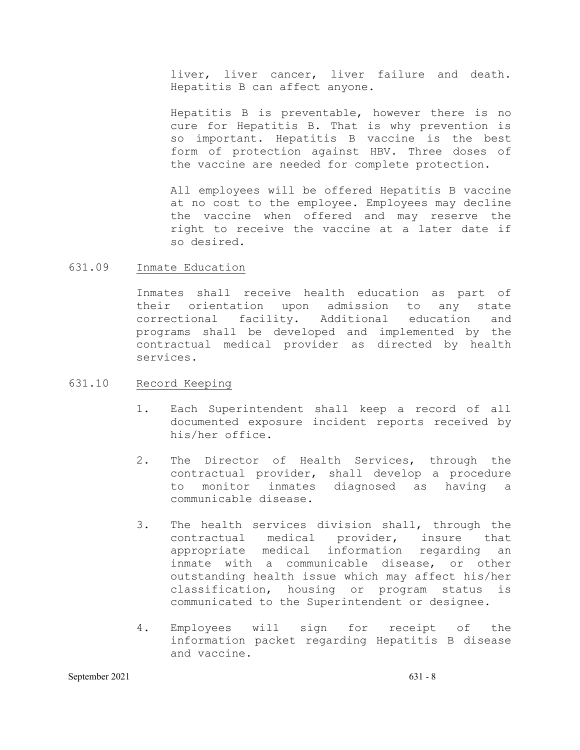liver, liver cancer, liver failure and death. Hepatitis B can affect anyone.

Hepatitis B is preventable, however there is no cure for Hepatitis B. That is why prevention is so important. Hepatitis B vaccine is the best form of protection against HBV. Three doses of the vaccine are needed for complete protection.

All employees will be offered Hepatitis B vaccine at no cost to the employee. Employees may decline the vaccine when offered and may reserve the right to receive the vaccine at a later date if so desired.

## 631.09 Inmate Education

Inmates shall receive health education as part of their orientation upon admission to any state correctional facility. Additional education and programs shall be developed and implemented by the contractual medical provider as directed by health services.

## 631.10 Record Keeping

1. Each Superintendent shall keep a record of all documented exposure incident reports received by his/her office.

2. The Director of Health Services, through the contractual provider, shall develop a procedure to monitor inmates diagnosed as having a communicable disease.

3. The health services division shall, through the contractual medical provider, insure that appropriate medical information regarding an inmate with a communicable disease, or other outstanding health issue which may affect his/her classification, housing or program status is communicated to the Superintendent or designee.

4. Employees will sign for receipt of the information packet regarding Hepatitis B disease and vaccine.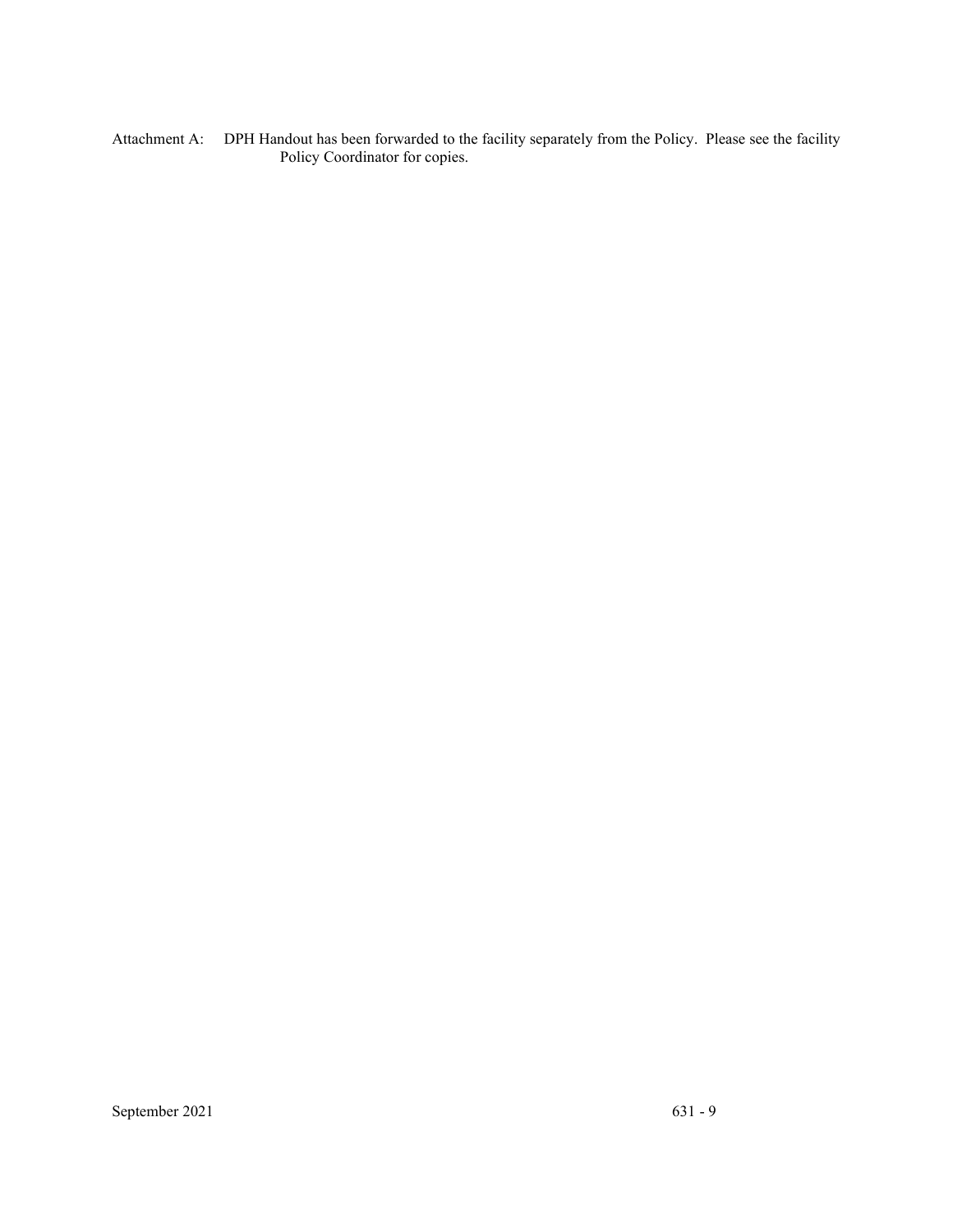Attachment A: DPH Handout has been forwarded to the facility separately from the Policy. Please see the facility Policy Coordinator for copies.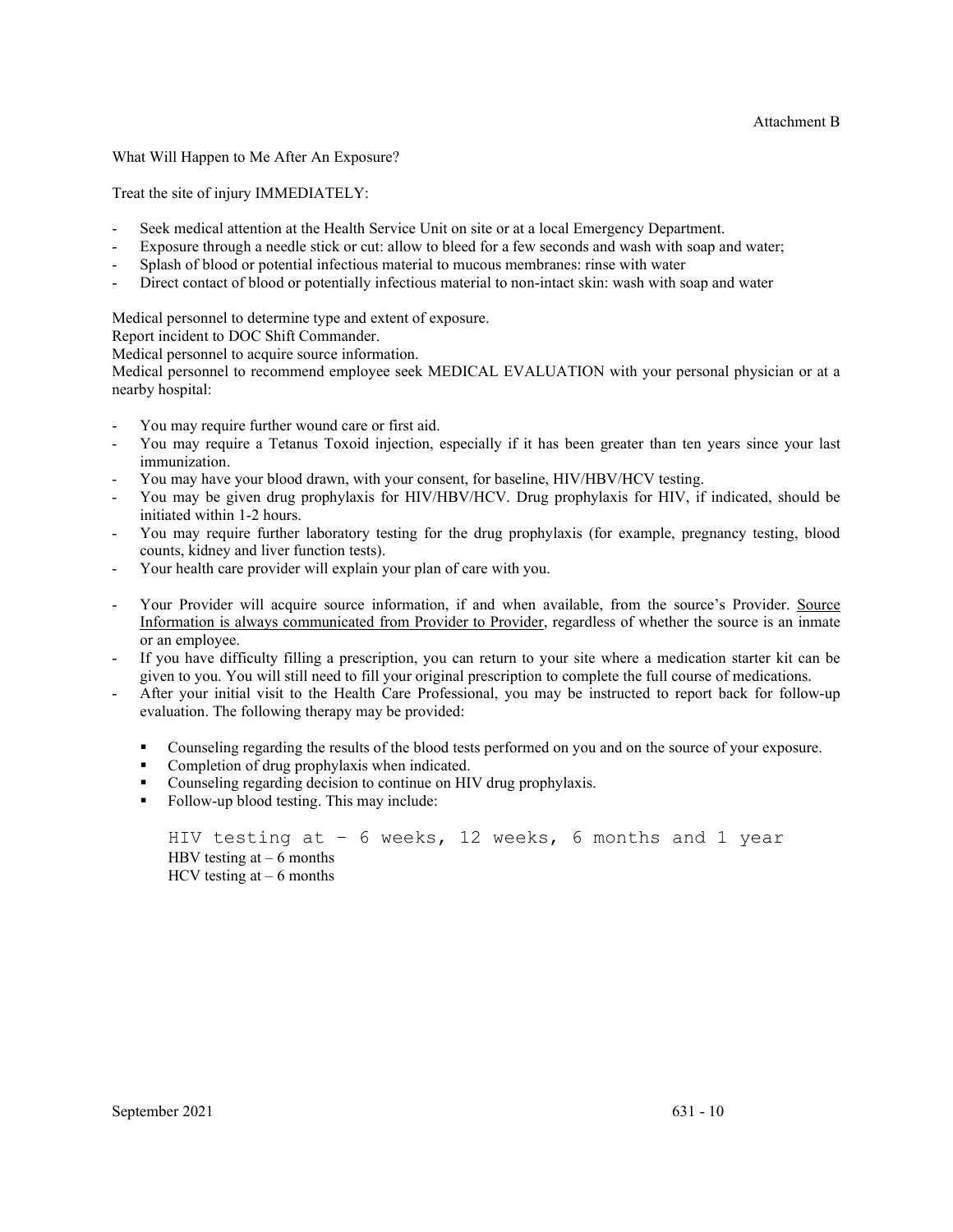Attachment B

What Will Happen to Me After An Exposure?

Treat the site of injury IMMEDIATELY:

- Seek medical attention at the Health Service Unit on site or at a local Emergency Department.
- Exposure through a needle stick or cut: allow to bleed for a few seconds and wash with soap and water;
- Splash of blood or potential infectious material to mucous membranes: rinse with water
- Direct contact of blood or potentially infectious material to non-intact skin: wash with soap and water

Medical personnel to determine type and extent of exposure.
Report incident to DOC Shift Commander.
Medical personnel to acquire source information.
Medical personnel to recommend employee seek MEDICAL EVALUATION with your personal physician or at a nearby hospital:

- You may require further wound care or first aid.
- You may require a Tetanus Toxoid injection, especially if it has been greater than ten years since your last immunization.
- You may have your blood drawn, with your consent, for baseline, HIV/HBV/HCV testing.
- You may be given drug prophylaxis for HIV/HBV/HCV. Drug prophylaxis for HIV, if indicated, should be initiated within 1-2 hours.
- You may require further laboratory testing for the drug prophylaxis (for example, pregnancy testing, blood counts, kidney and liver function tests).
- Your health care provider will explain your plan of care with you.

- Your Provider will acquire source information, if and when available, from the source's Provider. Source Information is always communicated from Provider to Provider, regardless of whether the source is an inmate or an employee.
- If you have difficulty filling a prescription, you can return to your site where a medication starter kit can be given to you. You will still need to fill your original prescription to complete the full course of medications.
- After your initial visit to the Health Care Professional, you may be instructed to report back for follow-up evaluation. The following therapy may be provided:
  - Counseling regarding the results of the blood tests performed on you and on the source of your exposure.
  - Completion of drug prophylaxis when indicated.
  - Counseling regarding decision to continue on HIV drug prophylaxis.
  - Follow-up blood testing. This may include:

    HIV testing at – 6 weeks, 12 weeks, 6 months and 1 year
    HBV testing at – 6 months
    HCV testing at – 6 months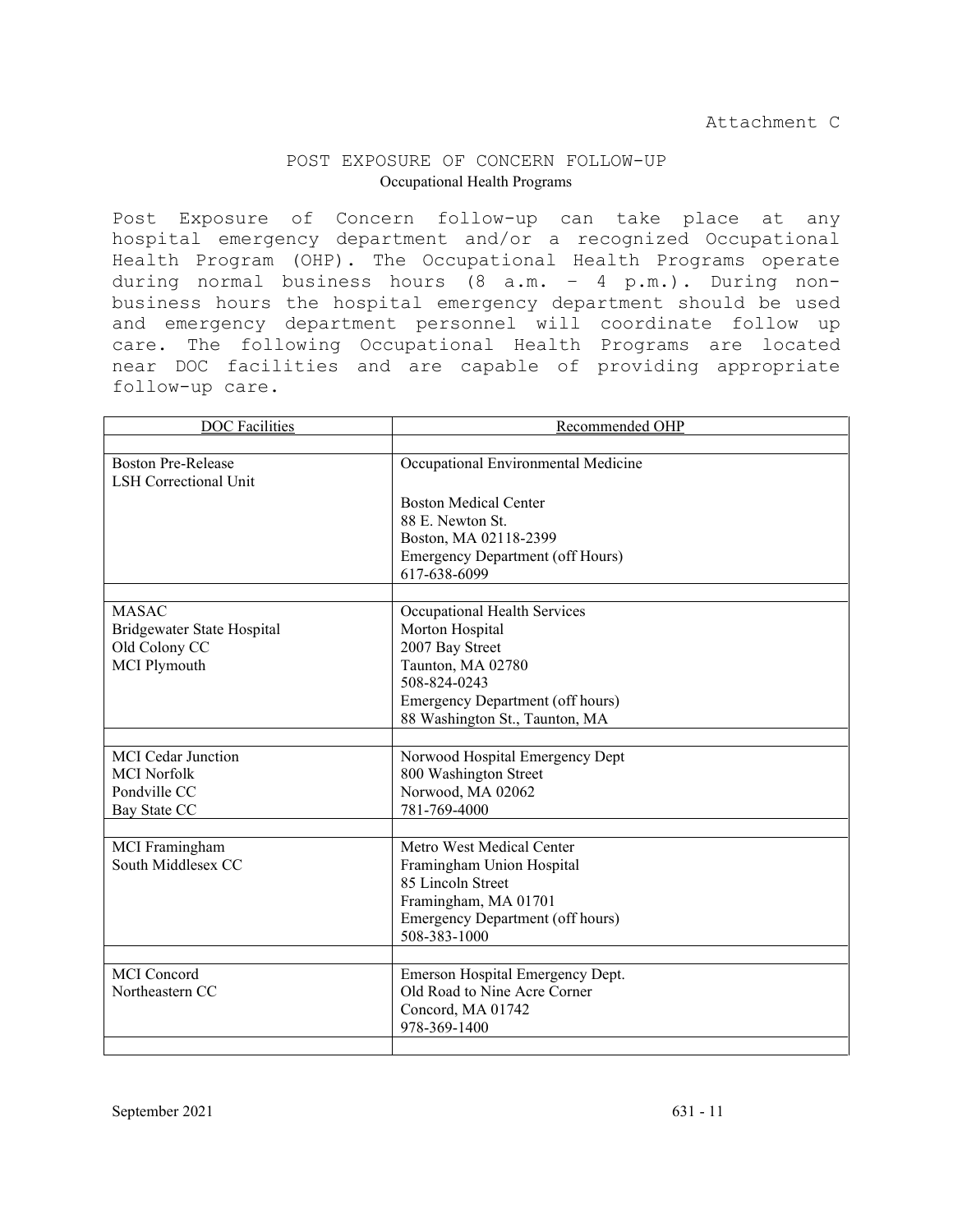Attachment C

# POST EXPOSURE OF CONCERN FOLLOW-UP

## Occupational Health Programs

Post Exposure of Concern follow-up can take place at any hospital emergency department and/or a recognized Occupational Health Program (OHP). The Occupational Health Programs operate during normal business hours (8 a.m. – 4 p.m.). During non-business hours the hospital emergency department should be used and emergency department personnel will coordinate follow up care. The following Occupational Health Programs are located near DOC facilities and are capable of providing appropriate follow-up care.

| DOC Facilities | Recommended OHP |
|---|---|
| Boston Pre-Release<br>LSH Correctional Unit | Occupational Environmental Medicine<br><br>Boston Medical Center<br>88 E. Newton St.<br>Boston, MA 02118-2399<br>Emergency Department (off Hours)<br>617-638-6099 |
| MASAC<br>Bridgewater State Hospital<br>Old Colony CC<br>MCI Plymouth | Occupational Health Services<br>Morton Hospital<br>2007 Bay Street<br>Taunton, MA 02780<br>508-824-0243<br>Emergency Department (off hours)<br>88 Washington St., Taunton, MA |
| MCI Cedar Junction<br>MCI Norfolk<br>Pondville CC<br>Bay State CC | Norwood Hospital Emergency Dept<br>800 Washington Street<br>Norwood, MA 02062<br>781-769-4000 |
| MCI Framingham<br>South Middlesex CC | Metro West Medical Center<br>Framingham Union Hospital<br>85 Lincoln Street<br>Framingham, MA 01701<br>Emergency Department (off hours)<br>508-383-1000 |
| MCI Concord<br>Northeastern CC | Emerson Hospital Emergency Dept.<br>Old Road to Nine Acre Corner<br>Concord, MA 01742<br>978-369-1400 |

September 2021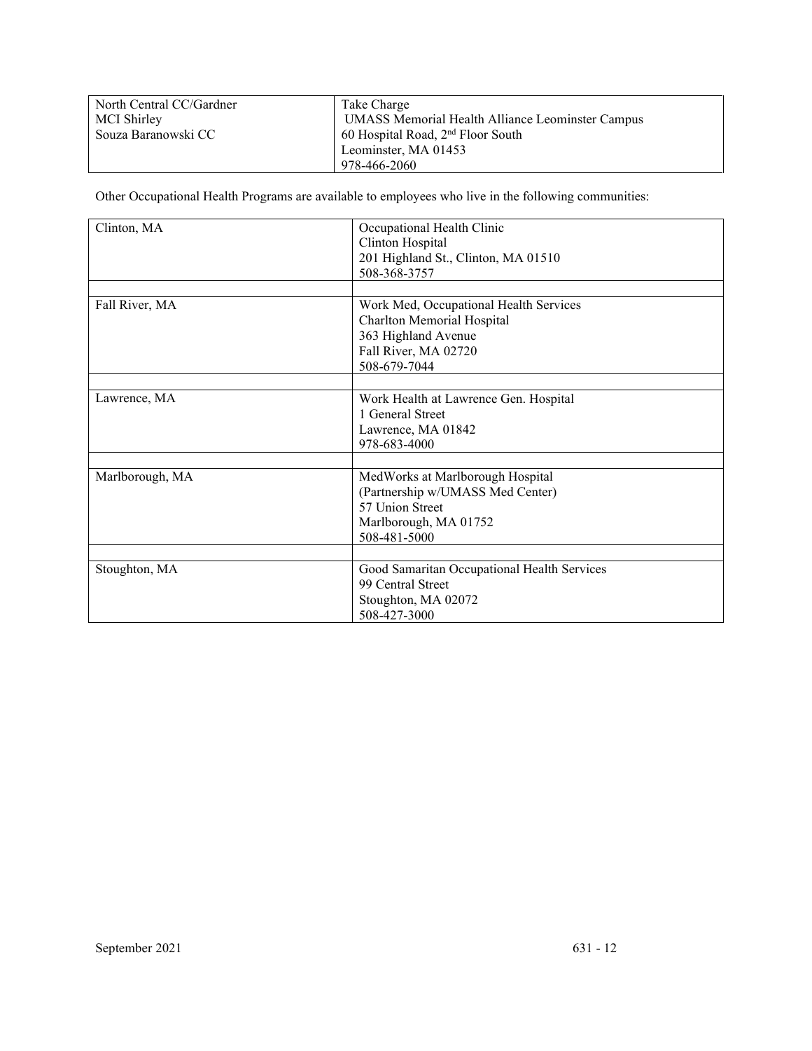| North Central CC/Gardner<br>MCI Shirley<br>Souza Baranowski CC | Take Charge<br>UMASS Memorial Health Alliance Leominster Campus<br>60 Hospital Road, 2nd Floor South<br>Leominster, MA 01453<br>978-466-2060 |
|---|---|

Other Occupational Health Programs are available to employees who live in the following communities:

| Clinton, MA | Occupational Health Clinic<br>Clinton Hospital<br>201 Highland St., Clinton, MA 01510<br>508-368-3757 |
|---|---|
| | |
| Fall River, MA | Work Med, Occupational Health Services<br>Charlton Memorial Hospital<br>363 Highland Avenue<br>Fall River, MA 02720<br>508-679-7044 |
| | |
| Lawrence, MA | Work Health at Lawrence Gen. Hospital<br>1 General Street<br>Lawrence, MA 01842<br>978-683-4000 |
| | |
| Marlborough, MA | MedWorks at Marlborough Hospital<br>(Partnership w/UMASS Med Center)<br>57 Union Street<br>Marlborough, MA 01752<br>508-481-5000 |
| | |
| Stoughton, MA | Good Samaritan Occupational Health Services<br>99 Central Street<br>Stoughton, MA 02072<br>508-427-3000 |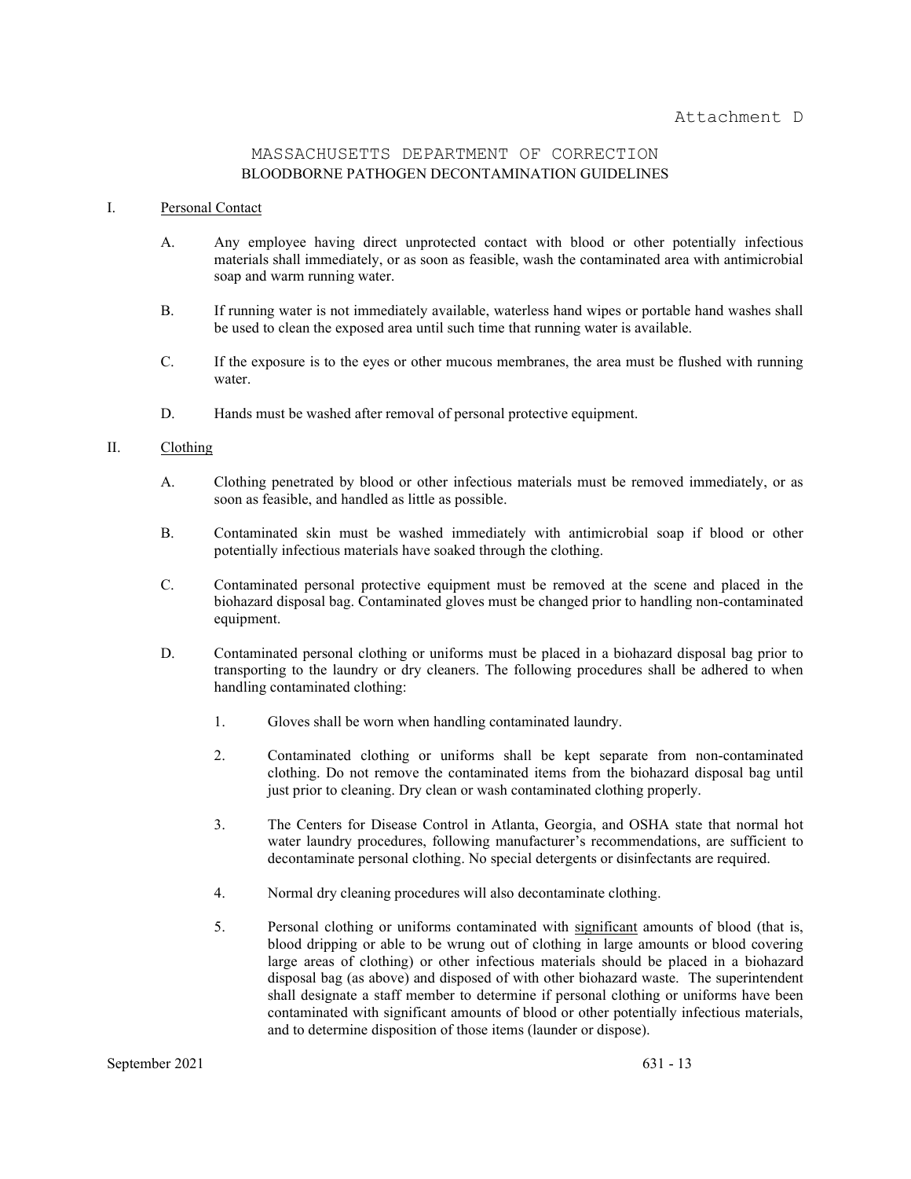Attachment D

# MASSACHUSETTS DEPARTMENT OF CORRECTION

## BLOODBORNE PATHOGEN DECONTAMINATION GUIDELINES

I. Personal Contact

A. Any employee having direct unprotected contact with blood or other potentially infectious materials shall immediately, or as soon as feasible, wash the contaminated area with antimicrobial soap and warm running water.

B. If running water is not immediately available, waterless hand wipes or portable hand washes shall be used to clean the exposed area until such time that running water is available.

C. If the exposure is to the eyes or other mucous membranes, the area must be flushed with running water.

D. Hands must be washed after removal of personal protective equipment.

II. Clothing

A. Clothing penetrated by blood or other infectious materials must be removed immediately, or as soon as feasible, and handled as little as possible.

B. Contaminated skin must be washed immediately with antimicrobial soap if blood or other potentially infectious materials have soaked through the clothing.

C. Contaminated personal protective equipment must be removed at the scene and placed in the biohazard disposal bag. Contaminated gloves must be changed prior to handling non-contaminated equipment.

D. Contaminated personal clothing or uniforms must be placed in a biohazard disposal bag prior to transporting to the laundry or dry cleaners. The following procedures shall be adhered to when handling contaminated clothing:

1. Gloves shall be worn when handling contaminated laundry.

2. Contaminated clothing or uniforms shall be kept separate from non-contaminated clothing. Do not remove the contaminated items from the biohazard disposal bag until just prior to cleaning. Dry clean or wash contaminated clothing properly.

3. The Centers for Disease Control in Atlanta, Georgia, and OSHA state that normal hot water laundry procedures, following manufacturer's recommendations, are sufficient to decontaminate personal clothing. No special detergents or disinfectants are required.

4. Normal dry cleaning procedures will also decontaminate clothing.

5. Personal clothing or uniforms contaminated with significant amounts of blood (that is, blood dripping or able to be wrung out of clothing in large amounts or blood covering large areas of clothing) or other infectious materials should be placed in a biohazard disposal bag (as above) and disposed of with other biohazard waste. The superintendent shall designate a staff member to determine if personal clothing or uniforms have been contaminated with significant amounts of blood or other potentially infectious materials, and to determine disposition of those items (launder or dispose).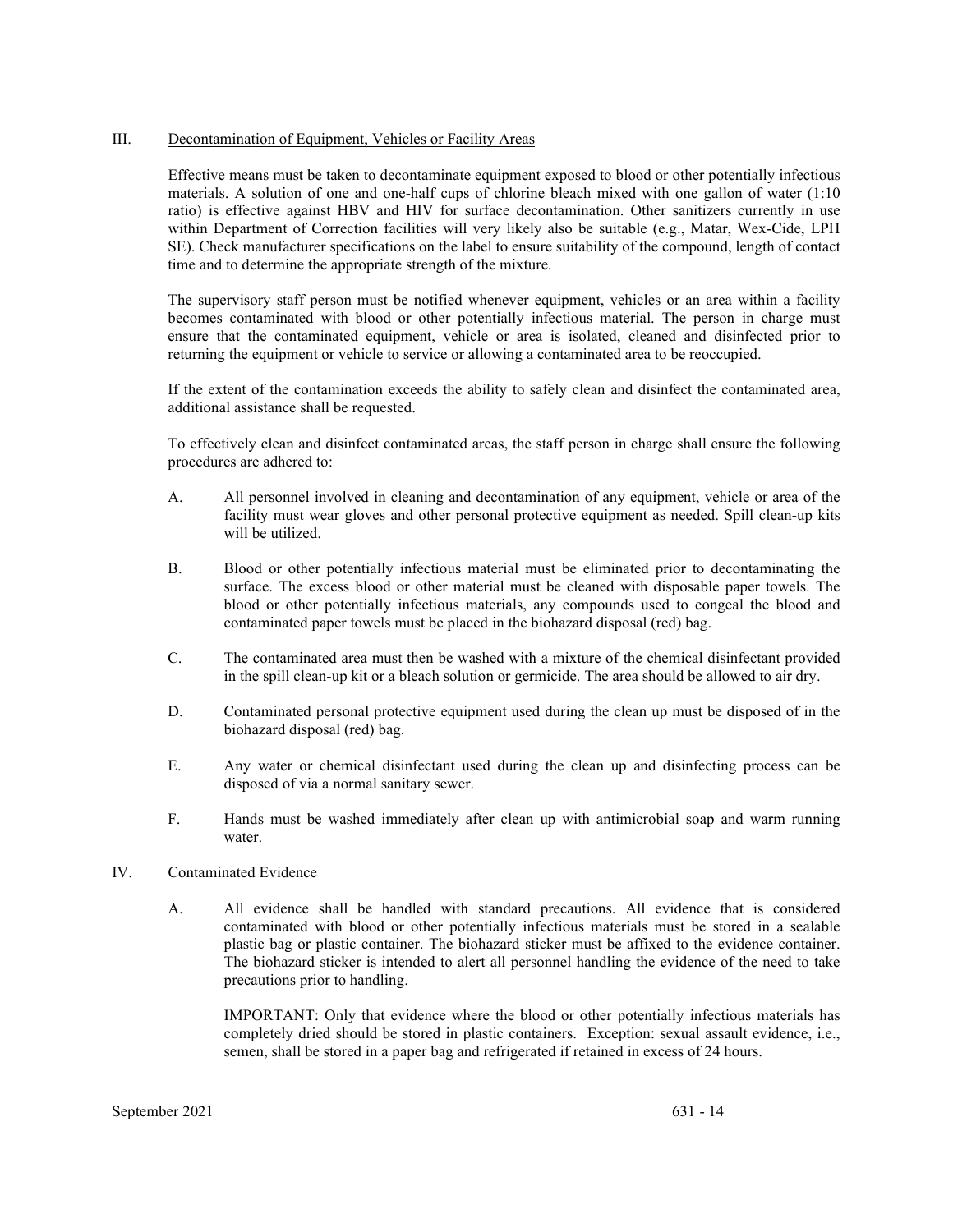## III. Decontamination of Equipment, Vehicles or Facility Areas

Effective means must be taken to decontaminate equipment exposed to blood or other potentially infectious materials. A solution of one and one-half cups of chlorine bleach mixed with one gallon of water (1:10 ratio) is effective against HBV and HIV for surface decontamination. Other sanitizers currently in use within Department of Correction facilities will very likely also be suitable (e.g., Matar, Wex-Cide, LPH SE). Check manufacturer specifications on the label to ensure suitability of the compound, length of contact time and to determine the appropriate strength of the mixture.

The supervisory staff person must be notified whenever equipment, vehicles or an area within a facility becomes contaminated with blood or other potentially infectious material. The person in charge must ensure that the contaminated equipment, vehicle or area is isolated, cleaned and disinfected prior to returning the equipment or vehicle to service or allowing a contaminated area to be reoccupied.

If the extent of the contamination exceeds the ability to safely clean and disinfect the contaminated area, additional assistance shall be requested.

To effectively clean and disinfect contaminated areas, the staff person in charge shall ensure the following procedures are adhered to:

A. All personnel involved in cleaning and decontamination of any equipment, vehicle or area of the facility must wear gloves and other personal protective equipment as needed. Spill clean-up kits will be utilized.

B. Blood or other potentially infectious material must be eliminated prior to decontaminating the surface. The excess blood or other material must be cleaned with disposable paper towels. The blood or other potentially infectious materials, any compounds used to congeal the blood and contaminated paper towels must be placed in the biohazard disposal (red) bag.

C. The contaminated area must then be washed with a mixture of the chemical disinfectant provided in the spill clean-up kit or a bleach solution or germicide. The area should be allowed to air dry.

D. Contaminated personal protective equipment used during the clean up must be disposed of in the biohazard disposal (red) bag.

E. Any water or chemical disinfectant used during the clean up and disinfecting process can be disposed of via a normal sanitary sewer.

F. Hands must be washed immediately after clean up with antimicrobial soap and warm running water.

## IV. Contaminated Evidence

A. All evidence shall be handled with standard precautions. All evidence that is considered contaminated with blood or other potentially infectious materials must be stored in a sealable plastic bag or plastic container. The biohazard sticker must be affixed to the evidence container. The biohazard sticker is intended to alert all personnel handling the evidence of the need to take precautions prior to handling.

   IMPORTANT: Only that evidence where the blood or other potentially infectious materials has completely dried should be stored in plastic containers. Exception: sexual assault evidence, i.e., semen, shall be stored in a paper bag and refrigerated if retained in excess of 24 hours.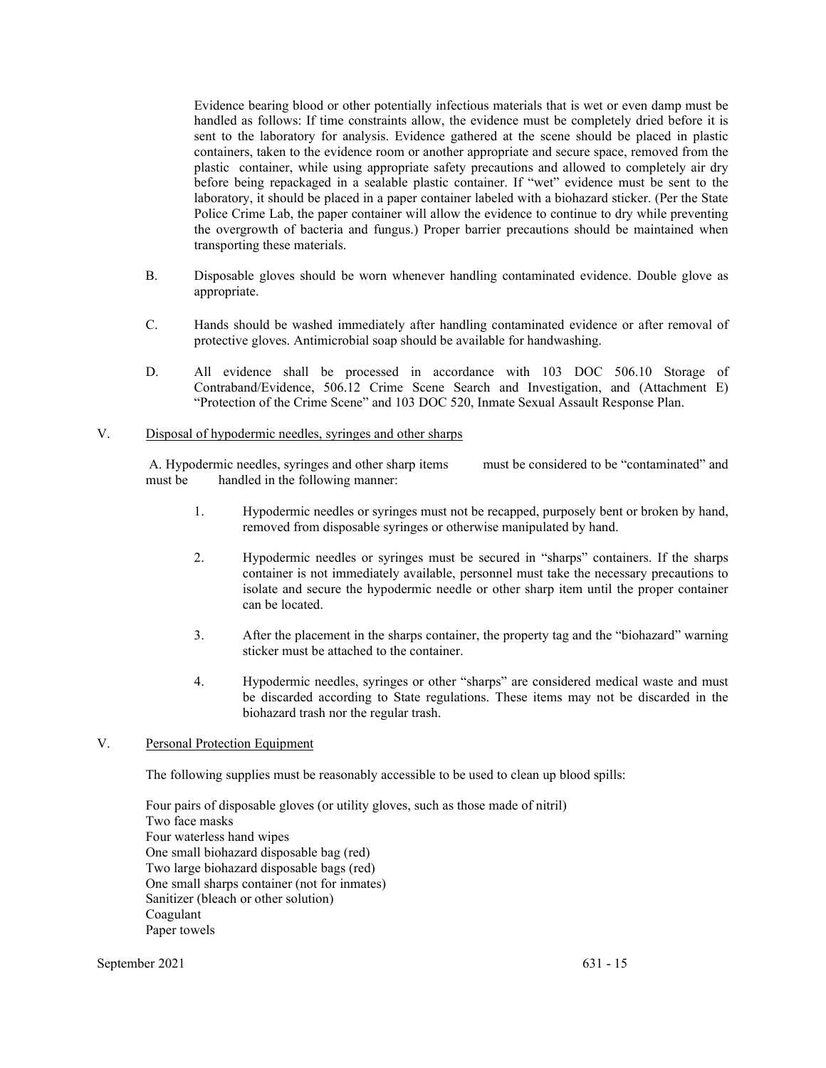Evidence bearing blood or other potentially infectious materials that is wet or even damp must be handled as follows: If time constraints allow, the evidence must be completely dried before it is sent to the laboratory for analysis. Evidence gathered at the scene should be placed in plastic containers, taken to the evidence room or another appropriate and secure space, removed from the plastic container, while using appropriate safety precautions and allowed to completely air dry before being repackaged in a sealable plastic container. If "wet" evidence must be sent to the laboratory, it should be placed in a paper container labeled with a biohazard sticker. (Per the State Police Crime Lab, the paper container will allow the evidence to continue to dry while preventing the overgrowth of bacteria and fungus.) Proper barrier precautions should be maintained when transporting these materials.

B. Disposable gloves should be worn whenever handling contaminated evidence. Double glove as appropriate.

C. Hands should be washed immediately after handling contaminated evidence or after removal of protective gloves. Antimicrobial soap should be available for handwashing.

D. All evidence shall be processed in accordance with 103 DOC 506.10 Storage of Contraband/Evidence, 506.12 Crime Scene Search and Investigation, and (Attachment E) "Protection of the Crime Scene" and 103 DOC 520, Inmate Sexual Assault Response Plan.

## V. Disposal of hypodermic needles, syringes and other sharps

A. Hypodermic needles, syringes and other sharp items must be considered to be "contaminated" and must be handled in the following manner:

1. Hypodermic needles or syringes must not be recapped, purposely bent or broken by hand, removed from disposable syringes or otherwise manipulated by hand.

2. Hypodermic needles or syringes must be secured in "sharps" containers. If the sharps container is not immediately available, personnel must take the necessary precautions to isolate and secure the hypodermic needle or other sharp item until the proper container can be located.

3. After the placement in the sharps container, the property tag and the "biohazard" warning sticker must be attached to the container.

4. Hypodermic needles, syringes or other "sharps" are considered medical waste and must be discarded according to State regulations. These items may not be discarded in the biohazard trash nor the regular trash.

## V. Personal Protection Equipment

The following supplies must be reasonably accessible to be used to clean up blood spills:

Four pairs of disposable gloves (or utility gloves, such as those made of nitril)
Two face masks
Four waterless hand wipes
One small biohazard disposable bag (red)
Two large biohazard disposable bags (red)
One small sharps container (not for inmates)
Sanitizer (bleach or other solution)
Coagulant
Paper towels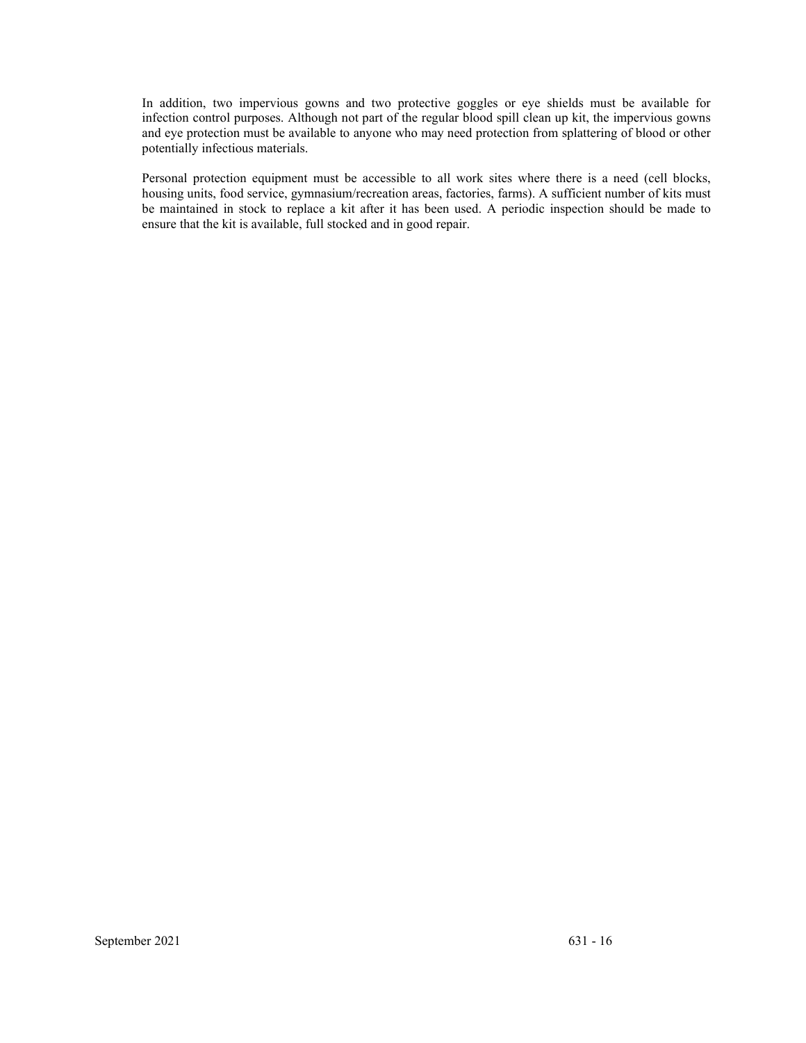In addition, two impervious gowns and two protective goggles or eye shields must be available for infection control purposes. Although not part of the regular blood spill clean up kit, the impervious gowns and eye protection must be available to anyone who may need protection from splattering of blood or other potentially infectious materials.

Personal protection equipment must be accessible to all work sites where there is a need (cell blocks, housing units, food service, gymnasium/recreation areas, factories, farms). A sufficient number of kits must be maintained in stock to replace a kit after it has been used. A periodic inspection should be made to ensure that the kit is available, full stocked and in good repair.